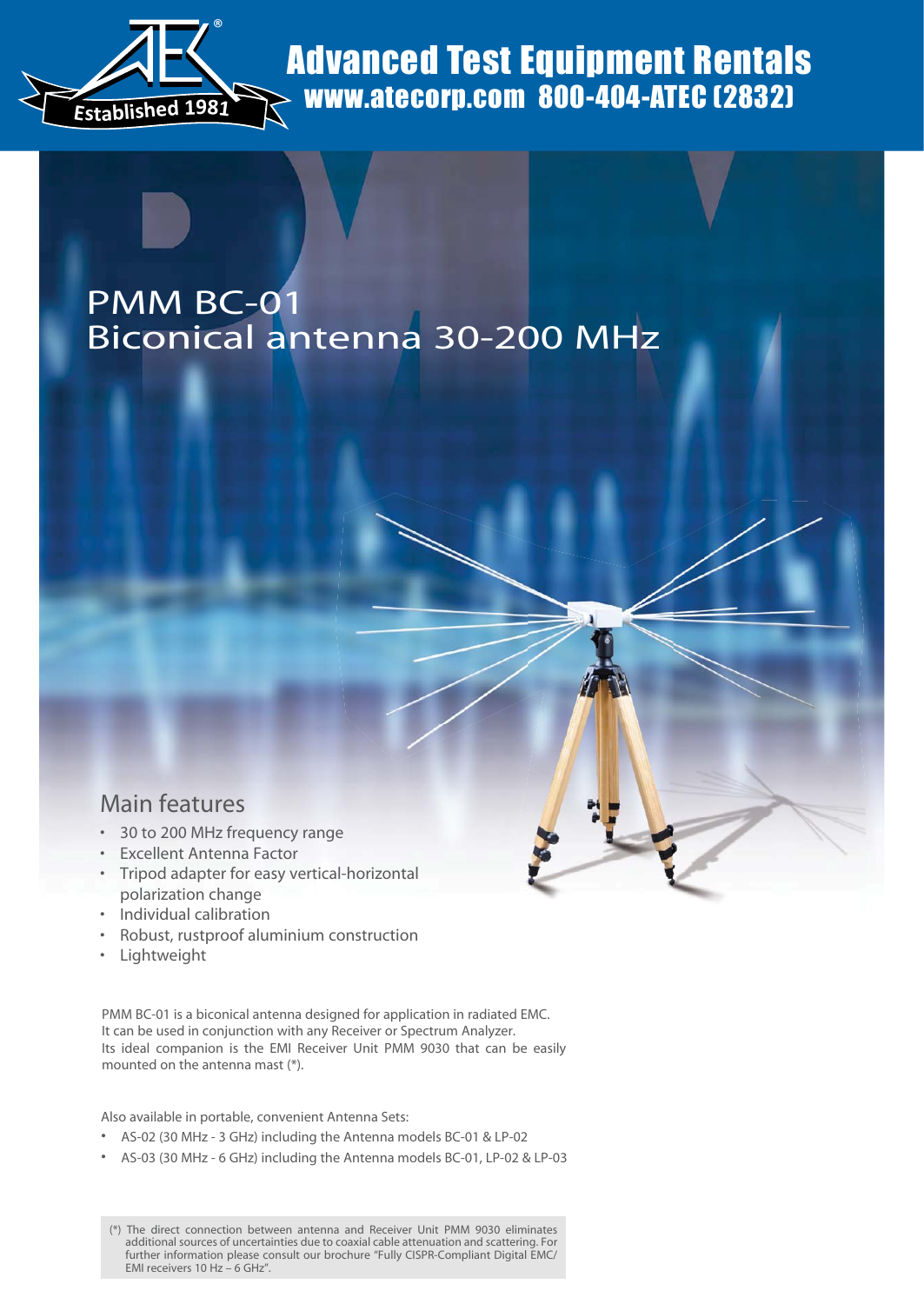Advanced Test Equipment Rentals
www.atecorp.com 800-404-ATEC (2832)

Established 1981

# PMM BC-01
# Biconical antenna 30-200 MHz

## Main features

- 30 to 200 MHz frequency range
- Excellent Antenna Factor
- Tripod adapter for easy vertical-horizontal polarization change
- Individual calibration
- Robust, rustproof aluminium construction
- Lightweight

PMM BC-01 is a biconical antenna designed for application in radiated EMC. It can be used in conjunction with any Receiver or Spectrum Analyzer. Its ideal companion is the EMI Receiver Unit PMM 9030 that can be easily mounted on the antenna mast (*).

Also available in portable, convenient Antenna Sets:

- AS-02 (30 MHz - 3 GHz) including the Antenna models BC-01 & LP-02
- AS-03 (30 MHz - 6 GHz) including the Antenna models BC-01, LP-02 & LP-03

(*) The direct connection between antenna and Receiver Unit PMM 9030 eliminates additional sources of uncertainties due to coaxial cable attenuation and scattering. For further information please consult our brochure "Fully CISPR-Compliant Digital EMC/EMI receivers 10 Hz – 6 GHz".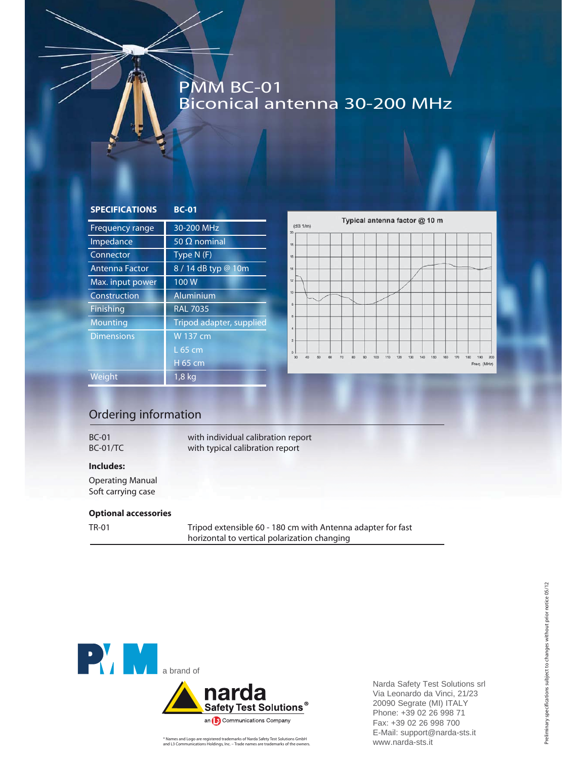# PMM BC-01
# Biconical antenna 30-200 MHz

| SPECIFICATIONS | BC-01 |
|---|---|
| Frequency range | 30-200 MHz |
| Impedance | 50 Ω nominal |
| Connector | Type N (F) |
| Antenna Factor | 8 / 14 dB typ @ 10m |
| Max. input power | 100 W |
| Construction | Aluminium |
| Finishing | RAL 7035 |
| Mounting | Tripod adapter, supplied |
| Dimensions | W 137 cm |
| | L 65 cm |
| | H 65 cm |
| Weight | 1,8 kg |

Typical antenna factor @ 10 m

(dB 1/m)

20
18
16
14
12
10
8
6
4
2
0

30 40 50 60 70 80 90 100 110 120 130 140 150 160 170 180 190 200

Freq. (MHz)

## Ordering information

| | |
|---|---|
| BC-01 | with individual calibration report |
| BC-01/TC | with typical calibration report |

**Includes:**

Operating Manual
Soft carrying case

**Optional accessories**

| | |
|---|---|
| TR-01 | Tripod extensible 60 - 180 cm with Antenna adapter for fast horizontal to vertical polarization changing |

PMM a brand of narda Safety Test Solutions® an L3 Communications Company

® Names and Logo are registered trademarks of Narda Safety Test Solutions GmbH and L3 Communications Holdings, Inc. – Trade names are trademarks of the owners.

Narda Safety Test Solutions srl
Via Leonardo da Vinci, 21/23
20090 Segrate (MI) ITALY
Phone: +39 02 26 998 71
Fax: +39 02 26 998 700
E-Mail: support@narda-sts.it
www.narda-sts.it

Preliminary specifications subject to changes without prior notice 05/12